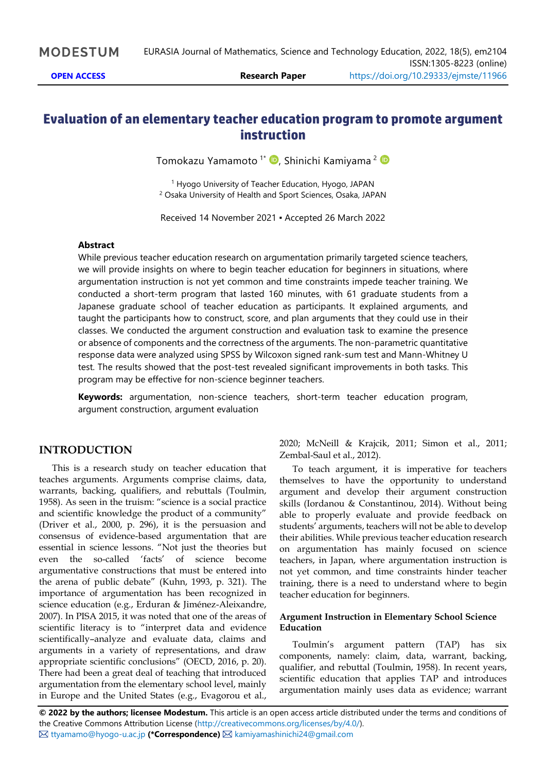# Evaluation of an elementary teacher education program to promote argument instruction

Tomokazu Yamamoto [1*], Shinichi Kamiyama [2]

[1] Hyogo University of Teacher Education, Hyogo, JAPAN
[2] Osaka University of Health and Sport Sciences, Osaka, JAPAN

Received 14 November 2021 ▪ Accepted 26 March 2022

### Abstract

While previous teacher education research on argumentation primarily targeted science teachers, we will provide insights on where to begin teacher education for beginners in situations, where argumentation instruction is not yet common and time constraints impede teacher training. We conducted a short-term program that lasted 160 minutes, with 61 graduate students from a Japanese graduate school of teacher education as participants. It explained arguments, and taught the participants how to construct, score, and plan arguments that they could use in their classes. We conducted the argument construction and evaluation task to examine the presence or absence of components and the correctness of the arguments. The non-parametric quantitative response data were analyzed using SPSS by Wilcoxon signed rank-sum test and Mann-Whitney U test. The results showed that the post-test revealed significant improvements in both tasks. This program may be effective for non-science beginner teachers.

**Keywords:** argumentation, non-science teachers, short-term teacher education program, argument construction, argument evaluation

## INTRODUCTION

This is a research study on teacher education that teaches arguments. Arguments comprise claims, data, warrants, backing, qualifiers, and rebuttals (Toulmin, 1958). As seen in the truism: "science is a social practice and scientific knowledge the product of a community" (Driver et al., 2000, p. 296), it is the persuasion and consensus of evidence-based argumentation that are essential in science lessons. "Not just the theories but even the so-called 'facts' of science become argumentative constructions that must be entered into the arena of public debate" (Kuhn, 1993, p. 321). The importance of argumentation has been recognized in science education (e.g., Erduran & Jiménez-Aleixandre, 2007). In PISA 2015, it was noted that one of the areas of scientific literacy is to "interpret data and evidence scientifically–analyze and evaluate data, claims and arguments in a variety of representations, and draw appropriate scientific conclusions" (OECD, 2016, p. 20). There had been a great deal of teaching that introduced argumentation from the elementary school level, mainly in Europe and the United States (e.g., Evagorou et al., 2020; McNeill & Krajcik, 2011; Simon et al., 2011; Zembal-Saul et al., 2012).

To teach argument, it is imperative for teachers themselves to have the opportunity to understand argument and develop their argument construction skills (Iordanou & Constantinou, 2014). Without being able to properly evaluate and provide feedback on students' arguments, teachers will not be able to develop their abilities. While previous teacher education research on argumentation has mainly focused on science teachers, in Japan, where argumentation instruction is not yet common, and time constraints hinder teacher training, there is a need to understand where to begin teacher education for beginners.

### Argument Instruction in Elementary School Science Education

Toulmin's argument pattern (TAP) has six components, namely: claim, data, warrant, backing, qualifier, and rebuttal (Toulmin, 1958). In recent years, scientific education that applies TAP and introduces argumentation mainly uses data as evidence; warrant

**© 2022 by the authors; licensee Modestum.** This article is an open access article distributed under the terms and conditions of the Creative Commons Attribution License (http://creativecommons.org/licenses/by/4.0/).
ttyamamo@hyogo-u.ac.jp **(*Correspondence)** kamiyamashinichi24@gmail.com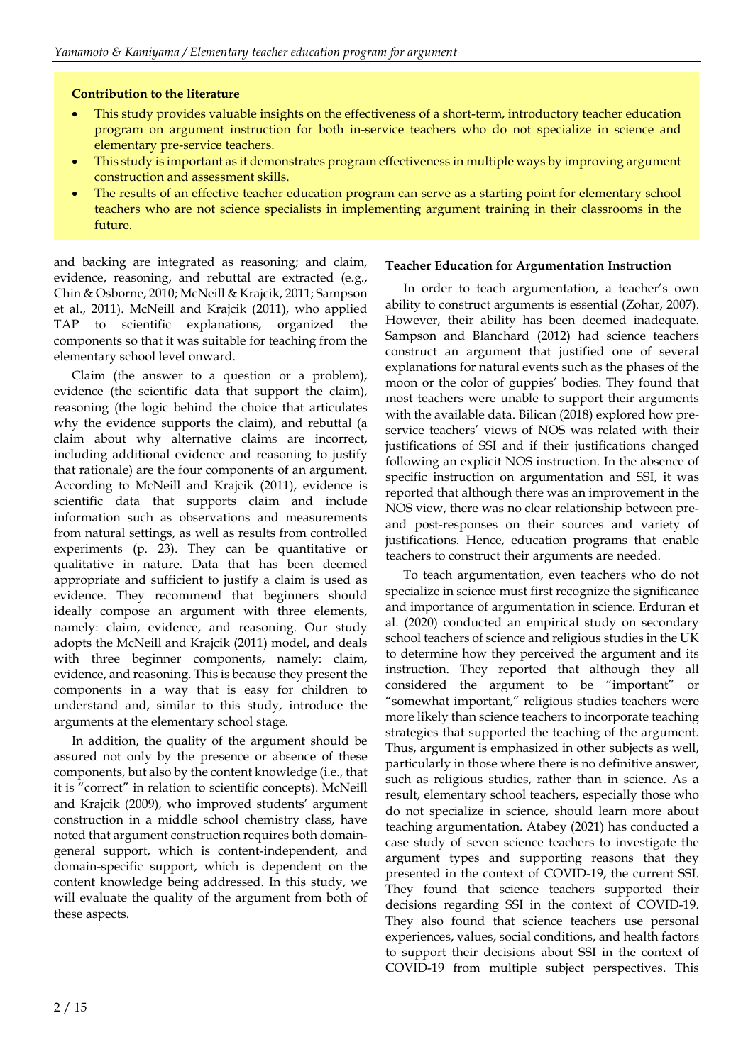**Contribution to the literature**

- This study provides valuable insights on the effectiveness of a short-term, introductory teacher education program on argument instruction for both in-service teachers who do not specialize in science and elementary pre-service teachers.
- This study is important as it demonstrates program effectiveness in multiple ways by improving argument construction and assessment skills.
- The results of an effective teacher education program can serve as a starting point for elementary school teachers who are not science specialists in implementing argument training in their classrooms in the future.

and backing are integrated as reasoning; and claim, evidence, reasoning, and rebuttal are extracted (e.g., Chin & Osborne, 2010; McNeill & Krajcik, 2011; Sampson et al., 2011). McNeill and Krajcik (2011), who applied TAP to scientific explanations, organized the components so that it was suitable for teaching from the elementary school level onward.

Claim (the answer to a question or a problem), evidence (the scientific data that support the claim), reasoning (the logic behind the choice that articulates why the evidence supports the claim), and rebuttal (a claim about why alternative claims are incorrect, including additional evidence and reasoning to justify that rationale) are the four components of an argument. According to McNeill and Krajcik (2011), evidence is scientific data that supports claim and include information such as observations and measurements from natural settings, as well as results from controlled experiments (p. 23). They can be quantitative or qualitative in nature. Data that has been deemed appropriate and sufficient to justify a claim is used as evidence. They recommend that beginners should ideally compose an argument with three elements, namely: claim, evidence, and reasoning. Our study adopts the McNeill and Krajcik (2011) model, and deals with three beginner components, namely: claim, evidence, and reasoning. This is because they present the components in a way that is easy for children to understand and, similar to this study, introduce the arguments at the elementary school stage.

In addition, the quality of the argument should be assured not only by the presence or absence of these components, but also by the content knowledge (i.e., that it is "correct" in relation to scientific concepts). McNeill and Krajcik (2009), who improved students' argument construction in a middle school chemistry class, have noted that argument construction requires both domain-general support, which is content-independent, and domain-specific support, which is dependent on the content knowledge being addressed. In this study, we will evaluate the quality of the argument from both of these aspects.

### Teacher Education for Argumentation Instruction

In order to teach argumentation, a teacher's own ability to construct arguments is essential (Zohar, 2007). However, their ability has been deemed inadequate. Sampson and Blanchard (2012) had science teachers construct an argument that justified one of several explanations for natural events such as the phases of the moon or the color of guppies' bodies. They found that most teachers were unable to support their arguments with the available data. Bilican (2018) explored how pre-service teachers' views of NOS was related with their justifications of SSI and if their justifications changed following an explicit NOS instruction. In the absence of specific instruction on argumentation and SSI, it was reported that although there was an improvement in the NOS view, there was no clear relationship between pre- and post-responses on their sources and variety of justifications. Hence, education programs that enable teachers to construct their arguments are needed.

To teach argumentation, even teachers who do not specialize in science must first recognize the significance and importance of argumentation in science. Erduran et al. (2020) conducted an empirical study on secondary school teachers of science and religious studies in the UK to determine how they perceived the argument and its instruction. They reported that although they all considered the argument to be "important" or "somewhat important," religious studies teachers were more likely than science teachers to incorporate teaching strategies that supported the teaching of the argument. Thus, argument is emphasized in other subjects as well, particularly in those where there is no definitive answer, such as religious studies, rather than in science. As a result, elementary school teachers, especially those who do not specialize in science, should learn more about teaching argumentation. Atabey (2021) has conducted a case study of seven science teachers to investigate the argument types and supporting reasons that they presented in the context of COVID-19, the current SSI. They found that science teachers supported their decisions regarding SSI in the context of COVID-19. They also found that science teachers use personal experiences, values, social conditions, and health factors to support their decisions about SSI in the context of COVID-19 from multiple subject perspectives. This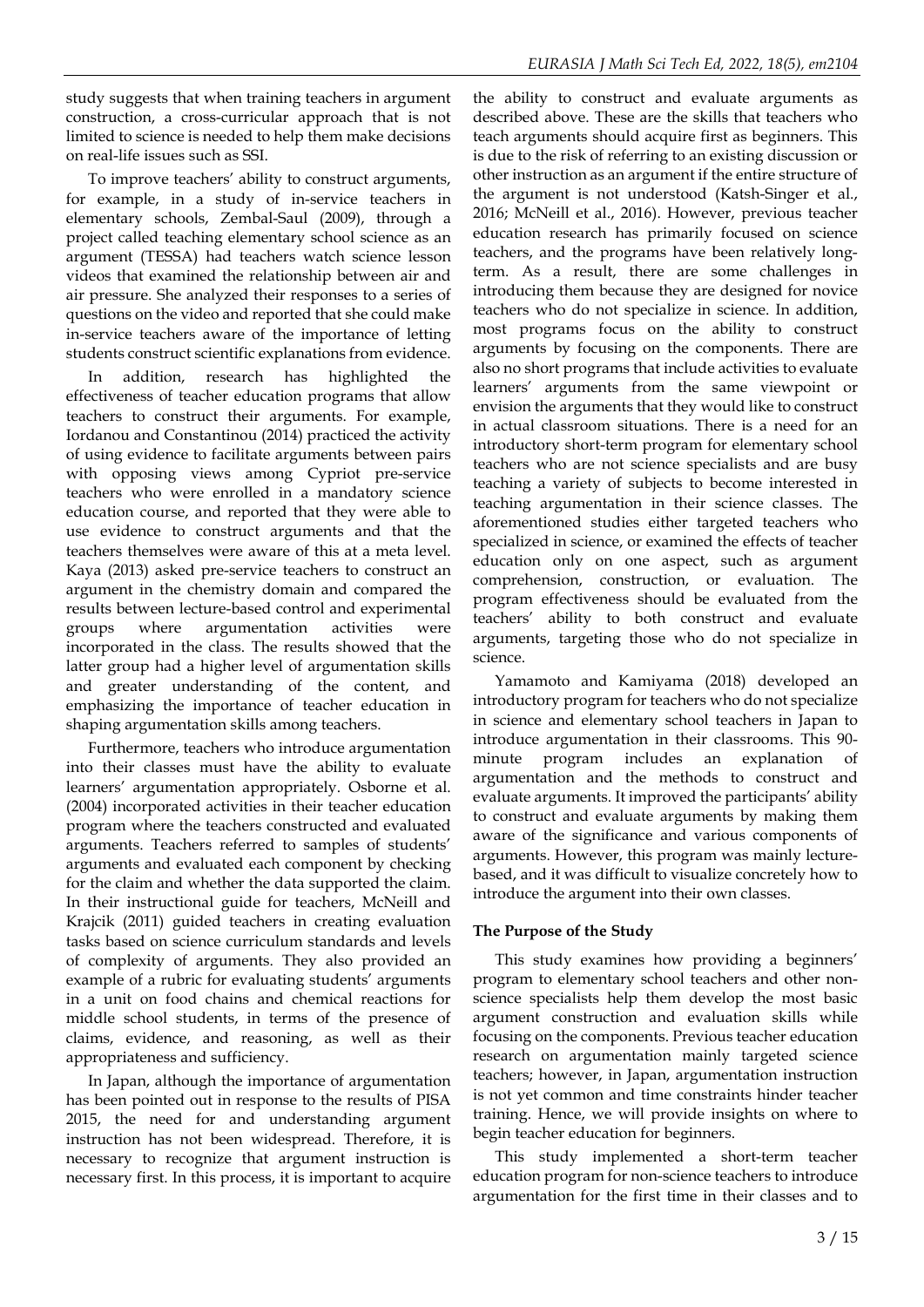study suggests that when training teachers in argument construction, a cross-curricular approach that is not limited to science is needed to help them make decisions on real-life issues such as SSI.

To improve teachers' ability to construct arguments, for example, in a study of in-service teachers in elementary schools, Zembal-Saul (2009), through a project called teaching elementary school science as an argument (TESSA) had teachers watch science lesson videos that examined the relationship between air and air pressure. She analyzed their responses to a series of questions on the video and reported that she could make in-service teachers aware of the importance of letting students construct scientific explanations from evidence.

In addition, research has highlighted the effectiveness of teacher education programs that allow teachers to construct their arguments. For example, Iordanou and Constantinou (2014) practiced the activity of using evidence to facilitate arguments between pairs with opposing views among Cypriot pre-service teachers who were enrolled in a mandatory science education course, and reported that they were able to use evidence to construct arguments and that the teachers themselves were aware of this at a meta level. Kaya (2013) asked pre-service teachers to construct an argument in the chemistry domain and compared the results between lecture-based control and experimental groups where argumentation activities were incorporated in the class. The results showed that the latter group had a higher level of argumentation skills and greater understanding of the content, and emphasizing the importance of teacher education in shaping argumentation skills among teachers.

Furthermore, teachers who introduce argumentation into their classes must have the ability to evaluate learners' argumentation appropriately. Osborne et al. (2004) incorporated activities in their teacher education program where the teachers constructed and evaluated arguments. Teachers referred to samples of students' arguments and evaluated each component by checking for the claim and whether the data supported the claim. In their instructional guide for teachers, McNeill and Krajcik (2011) guided teachers in creating evaluation tasks based on science curriculum standards and levels of complexity of arguments. They also provided an example of a rubric for evaluating students' arguments in a unit on food chains and chemical reactions for middle school students, in terms of the presence of claims, evidence, and reasoning, as well as their appropriateness and sufficiency.

In Japan, although the importance of argumentation has been pointed out in response to the results of PISA 2015, the need for and understanding argument instruction has not been widespread. Therefore, it is necessary to recognize that argument instruction is necessary first. In this process, it is important to acquire the ability to construct and evaluate arguments as described above. These are the skills that teachers who teach arguments should acquire first as beginners. This is due to the risk of referring to an existing discussion or other instruction as an argument if the entire structure of the argument is not understood (Katsh-Singer et al., 2016; McNeill et al., 2016). However, previous teacher education research has primarily focused on science teachers, and the programs have been relatively long-term. As a result, there are some challenges in introducing them because they are designed for novice teachers who do not specialize in science. In addition, most programs focus on the ability to construct arguments by focusing on the components. There are also no short programs that include activities to evaluate learners' arguments from the same viewpoint or envision the arguments that they would like to construct in actual classroom situations. There is a need for an introductory short-term program for elementary school teachers who are not science specialists and are busy teaching a variety of subjects to become interested in teaching argumentation in their science classes. The aforementioned studies either targeted teachers who specialized in science, or examined the effects of teacher education only on one aspect, such as argument comprehension, construction, or evaluation. The program effectiveness should be evaluated from the teachers' ability to both construct and evaluate arguments, targeting those who do not specialize in science.

Yamamoto and Kamiyama (2018) developed an introductory program for teachers who do not specialize in science and elementary school teachers in Japan to introduce argumentation in their classrooms. This 90-minute program includes an explanation of argumentation and the methods to construct and evaluate arguments. It improved the participants' ability to construct and evaluate arguments by making them aware of the significance and various components of arguments. However, this program was mainly lecture-based, and it was difficult to visualize concretely how to introduce the argument into their own classes.

### The Purpose of the Study

This study examines how providing a beginners' program to elementary school teachers and other non-science specialists help them develop the most basic argument construction and evaluation skills while focusing on the components. Previous teacher education research on argumentation mainly targeted science teachers; however, in Japan, argumentation instruction is not yet common and time constraints hinder teacher training. Hence, we will provide insights on where to begin teacher education for beginners.

This study implemented a short-term teacher education program for non-science teachers to introduce argumentation for the first time in their classes and to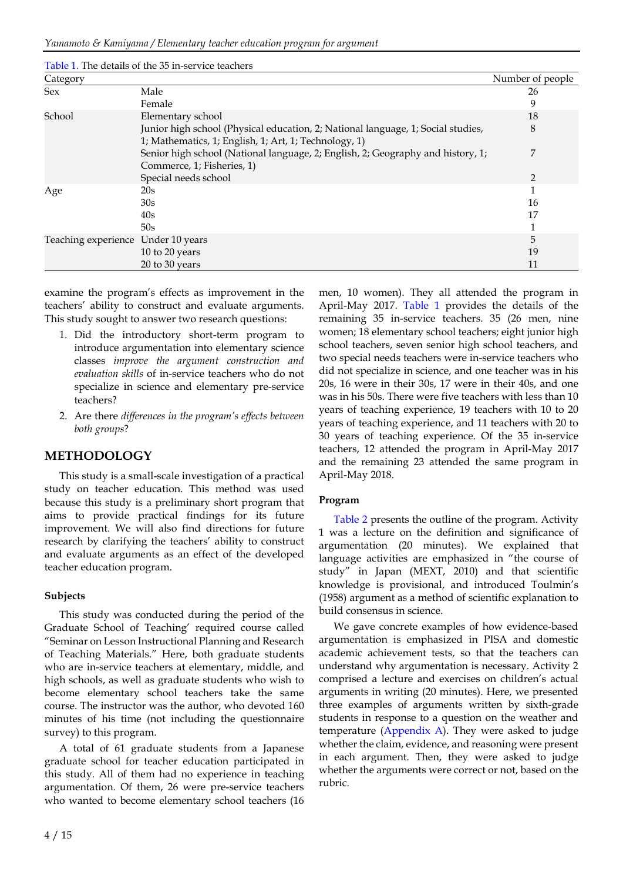Table 1. The details of the 35 in-service teachers

| Category | | Number of people |
|---|---|---|
| Sex | Male | 26 |
| | Female | 9 |
| School | Elementary school | 18 |
| | Junior high school (Physical education, 2; National language, 1; Social studies, 1; Mathematics, 1; English, 1; Art, 1; Technology, 1) | 8 |
| | Senior high school (National language, 2; English, 2; Geography and history, 1; Commerce, 1; Fisheries, 1) | 7 |
| | Special needs school | 2 |
| Age | 20s | 1 |
| | 30s | 16 |
| | 40s | 17 |
| | 50s | 1 |
| Teaching experience | Under 10 years | 5 |
| | 10 to 20 years | 19 |
| | 20 to 30 years | 11 |

examine the program's effects as improvement in the teachers' ability to construct and evaluate arguments. This study sought to answer two research questions:

1. Did the introductory short-term program to introduce argumentation into elementary science classes *improve the argument construction and evaluation skills* of in-service teachers who do not specialize in science and elementary pre-service teachers?
2. Are there *differences in the program's effects between both groups*?

## METHODOLOGY

This study is a small-scale investigation of a practical study on teacher education. This method was used because this study is a preliminary short program that aims to provide practical findings for its future improvement. We will also find directions for future research by clarifying the teachers' ability to construct and evaluate arguments as an effect of the developed teacher education program.

### Subjects

This study was conducted during the period of the Graduate School of Teaching' required course called "Seminar on Lesson Instructional Planning and Research of Teaching Materials." Here, both graduate students who are in-service teachers at elementary, middle, and high schools, as well as graduate students who wish to become elementary school teachers take the same course. The instructor was the author, who devoted 160 minutes of his time (not including the questionnaire survey) to this program.

A total of 61 graduate students from a Japanese graduate school for teacher education participated in this study. All of them had no experience in teaching argumentation. Of them, 26 were pre-service teachers who wanted to become elementary school teachers (16 men, 10 women). They all attended the program in April-May 2017. Table 1 provides the details of the remaining 35 in-service teachers. 35 (26 men, nine women; 18 elementary school teachers; eight junior high school teachers, seven senior high school teachers, and two special needs teachers were in-service teachers who did not specialize in science, and one teacher was in his 20s, 16 were in their 30s, 17 were in their 40s, and one was in his 50s. There were five teachers with less than 10 years of teaching experience, 19 teachers with 10 to 20 years of teaching experience, and 11 teachers with 20 to 30 years of teaching experience. Of the 35 in-service teachers, 12 attended the program in April-May 2017 and the remaining 23 attended the same program in April-May 2018.

### Program

Table 2 presents the outline of the program. Activity 1 was a lecture on the definition and significance of argumentation (20 minutes). We explained that language activities are emphasized in "the course of study" in Japan (MEXT, 2010) and that scientific knowledge is provisional, and introduced Toulmin's (1958) argument as a method of scientific explanation to build consensus in science.

We gave concrete examples of how evidence-based argumentation is emphasized in PISA and domestic academic achievement tests, so that the teachers can understand why argumentation is necessary. Activity 2 comprised a lecture and exercises on children's actual arguments in writing (20 minutes). Here, we presented three examples of arguments written by sixth-grade students in response to a question on the weather and temperature (Appendix A). They were asked to judge whether the claim, evidence, and reasoning were present in each argument. Then, they were asked to judge whether the arguments were correct or not, based on the rubric.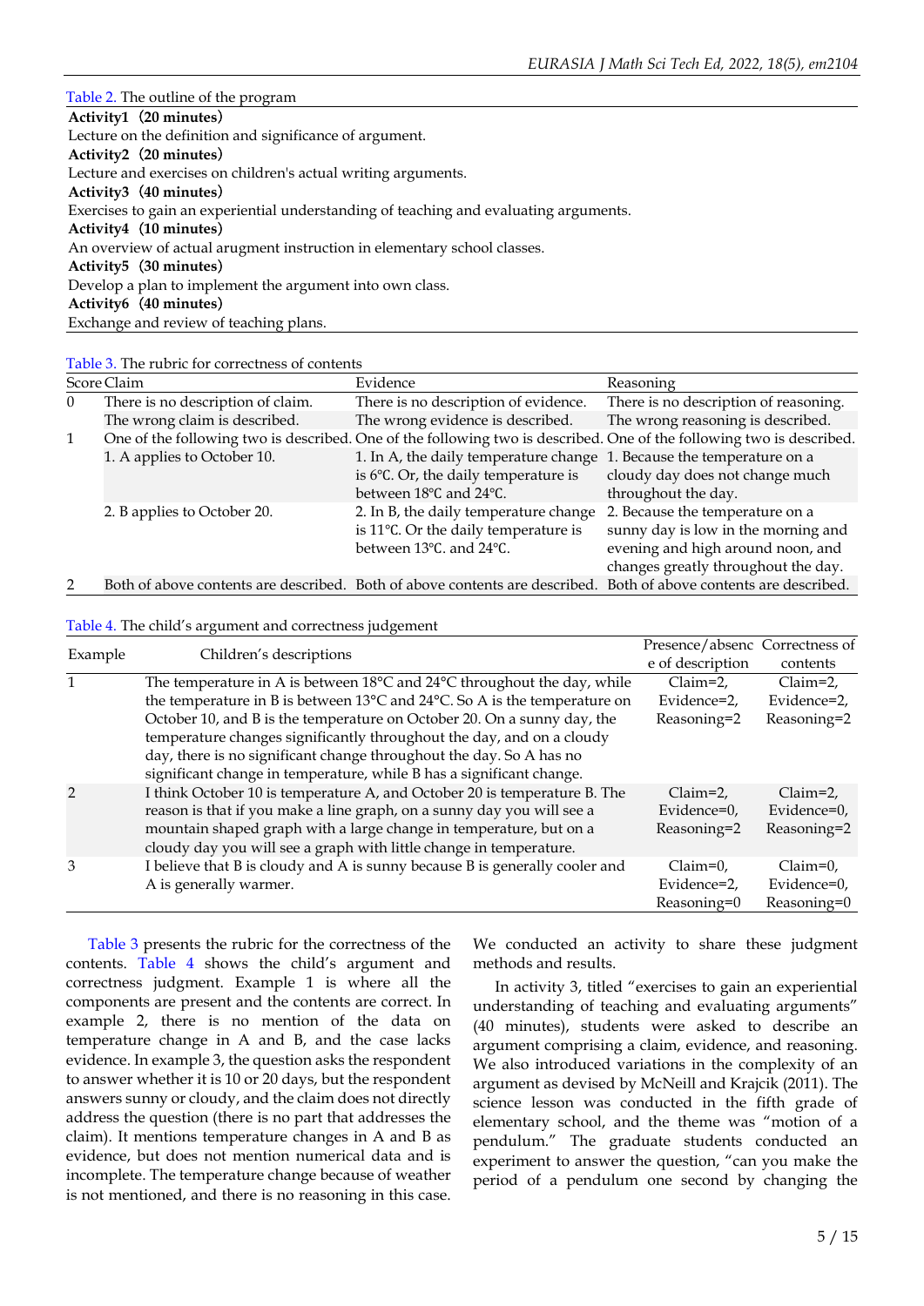Table 2. The outline of the program

| |
|---|
| **Activity1（20 minutes）** |
| Lecture on the definition and significance of argument. |
| **Activity2（20 minutes）** |
| Lecture and exercises on children's actual writing arguments. |
| **Activity3（40 minutes）** |
| Exercises to gain an experiential understanding of teaching and evaluating arguments. |
| **Activity4（10 minutes）** |
| An overview of actual arugment instruction in elementary school classes. |
| **Activity5（30 minutes）** |
| Develop a plan to implement the argument into own class. |
| **Activity6（40 minutes）** |
| Exchange and review of teaching plans. |

Table 3. The rubric for correctness of contents

| Score | Claim | Evidence | Reasoning |
|---|---|---|---|
| 0 | There is no description of claim. | There is no description of evidence. | There is no description of reasoning. |
| | The wrong claim is described. | The wrong evidence is described. | The wrong reasoning is described. |
| 1 | One of the following two is described. | One of the following two is described. | One of the following two is described. |
| | 1. A applies to October 10. | 1. In A, the daily temperature change is 6°C. Or, the daily temperature is between 18°C and 24°C. | 1. Because the temperature on a cloudy day does not change much throughout the day. |
| | 2. B applies to October 20. | 2. In B, the daily temperature change is 11°C. Or the daily temperature is between 13°C. and 24°C. | 2. Because the temperature on a sunny day is low in the morning and evening and high around noon, and changes greatly throughout the day. |
| 2 | Both of above contents are described. | Both of above contents are described. | Both of above contents are described. |

Table 4. The child's argument and correctness judgement

| Example | Children's descriptions | Presence/absence of description | Correctness of contents |
|---|---|---|---|
| 1 | The temperature in A is between 18°C and 24°C throughout the day, while the temperature in B is between 13°C and 24°C. So A is the temperature on October 10, and B is the temperature on October 20. On a sunny day, the temperature changes significantly throughout the day, and on a cloudy day, there is no significant change throughout the day. So A has no significant change in temperature, while B has a significant change. | Claim=2, Evidence=2, Reasoning=2 | Claim=2, Evidence=2, Reasoning=2 |
| 2 | I think October 10 is temperature A, and October 20 is temperature B. The reason is that if you make a line graph, on a sunny day you will see a mountain shaped graph with a large change in temperature, but on a cloudy day you will see a graph with little change in temperature. | Claim=2, Evidence=0, Reasoning=2 | Claim=2, Evidence=0, Reasoning=2 |
| 3 | I believe that B is cloudy and A is sunny because B is generally cooler and A is generally warmer. | Claim=0, Evidence=2, Reasoning=0 | Claim=0, Evidence=0, Reasoning=0 |

Table 3 presents the rubric for the correctness of the contents. Table 4 shows the child's argument and correctness judgment. Example 1 is where all the components are present and the contents are correct. In example 2, there is no mention of the data on temperature change in A and B, and the case lacks evidence. In example 3, the question asks the respondent to answer whether it is 10 or 20 days, but the respondent answers sunny or cloudy, and the claim does not directly address the question (there is no part that addresses the claim). It mentions temperature changes in A and B as evidence, but does not mention numerical data and is incomplete. The temperature change because of weather is not mentioned, and there is no reasoning in this case. We conducted an activity to share these judgment methods and results.

In activity 3, titled "exercises to gain an experiential understanding of teaching and evaluating arguments" (40 minutes), students were asked to describe an argument comprising a claim, evidence, and reasoning. We also introduced variations in the complexity of an argument as devised by McNeill and Krajcik (2011). The science lesson was conducted in the fifth grade of elementary school, and the theme was "motion of a pendulum." The graduate students conducted an experiment to answer the question, "can you make the period of a pendulum one second by changing the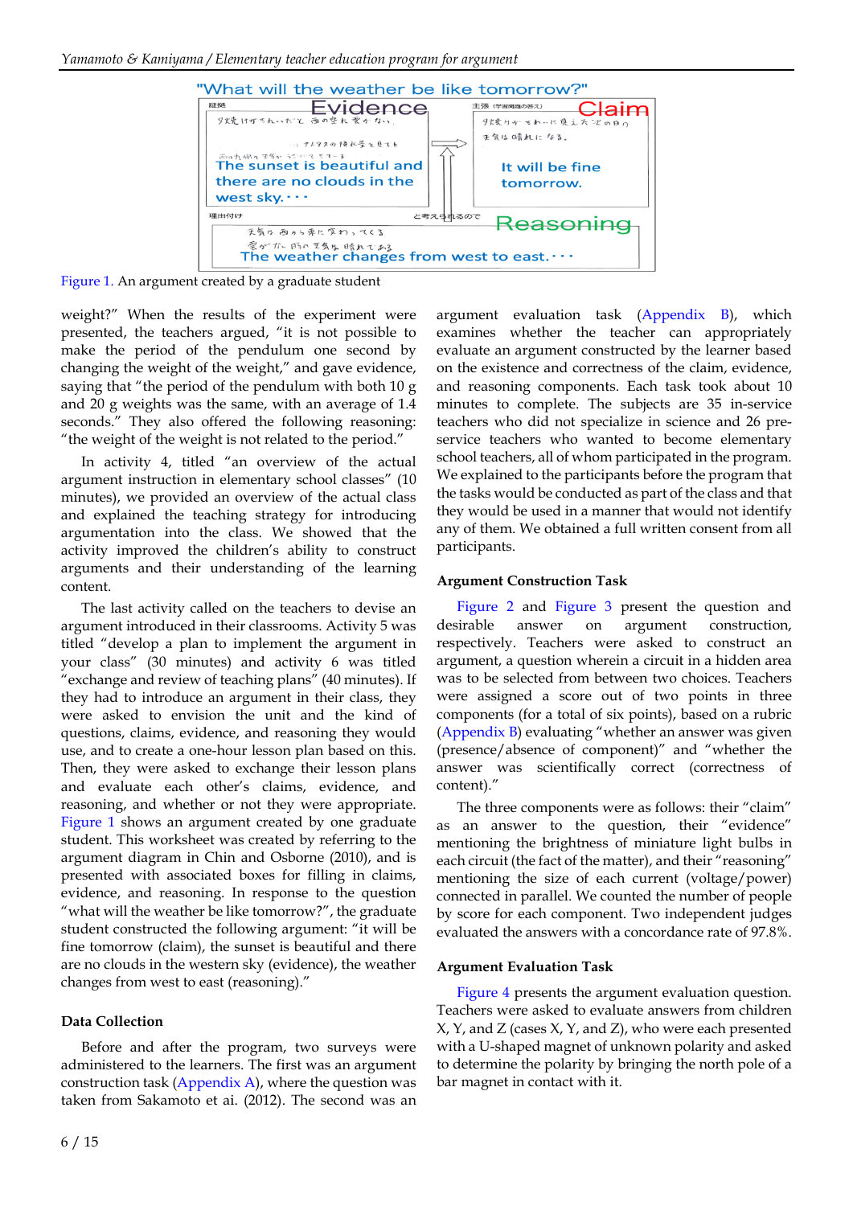"What will the weather be like tomorrow?"

Evidence

The sunset is beautiful and there are no clouds in the west sky.・・・

Claim

It will be fine tomorrow.

Reasoning

The weather changes from west to east.・・・

Figure 1. An argument created by a graduate student

weight?" When the results of the experiment were presented, the teachers argued, "it is not possible to make the period of the pendulum one second by changing the weight of the weight," and gave evidence, saying that "the period of the pendulum with both 10 g and 20 g weights was the same, with an average of 1.4 seconds." They also offered the following reasoning: "the weight of the weight is not related to the period."

In activity 4, titled "an overview of the actual argument instruction in elementary school classes" (10 minutes), we provided an overview of the actual class and explained the teaching strategy for introducing argumentation into the class. We showed that the activity improved the children's ability to construct arguments and their understanding of the learning content.

The last activity called on the teachers to devise an argument introduced in their classrooms. Activity 5 was titled "develop a plan to implement the argument in your class" (30 minutes) and activity 6 was titled "exchange and review of teaching plans" (40 minutes). If they had to introduce an argument in their class, they were asked to envision the unit and the kind of questions, claims, evidence, and reasoning they would use, and to create a one-hour lesson plan based on this. Then, they were asked to exchange their lesson plans and evaluate each other's claims, evidence, and reasoning, and whether or not they were appropriate. Figure 1 shows an argument created by one graduate student. This worksheet was created by referring to the argument diagram in Chin and Osborne (2010), and is presented with associated boxes for filling in claims, evidence, and reasoning. In response to the question "what will the weather be like tomorrow?", the graduate student constructed the following argument: "it will be fine tomorrow (claim), the sunset is beautiful and there are no clouds in the western sky (evidence), the weather changes from west to east (reasoning)."

### Data Collection

Before and after the program, two surveys were administered to the learners. The first was an argument construction task (Appendix A), where the question was taken from Sakamoto et ai. (2012). The second was an argument evaluation task (Appendix B), which examines whether the teacher can appropriately evaluate an argument constructed by the learner based on the existence and correctness of the claim, evidence, and reasoning components. Each task took about 10 minutes to complete. The subjects are 35 in-service teachers who did not specialize in science and 26 pre-service teachers who wanted to become elementary school teachers, all of whom participated in the program. We explained to the participants before the program that the tasks would be conducted as part of the class and that they would be used in a manner that would not identify any of them. We obtained a full written consent from all participants.

### Argument Construction Task

Figure 2 and Figure 3 present the question and desirable answer on argument construction, respectively. Teachers were asked to construct an argument, a question wherein a circuit in a hidden area was to be selected from between two choices. Teachers were assigned a score out of two points in three components (for a total of six points), based on a rubric (Appendix B) evaluating "whether an answer was given (presence/absence of component)" and "whether the answer was scientifically correct (correctness of content)."

The three components were as follows: their "claim" as an answer to the question, their "evidence" mentioning the brightness of miniature light bulbs in each circuit (the fact of the matter), and their "reasoning" mentioning the size of each current (voltage/power) connected in parallel. We counted the number of people by score for each component. Two independent judges evaluated the answers with a concordance rate of 97.8%.

### Argument Evaluation Task

Figure 4 presents the argument evaluation question. Teachers were asked to evaluate answers from children X, Y, and Z (cases X, Y, and Z), who were each presented with a U-shaped magnet of unknown polarity and asked to determine the polarity by bringing the north pole of a bar magnet in contact with it.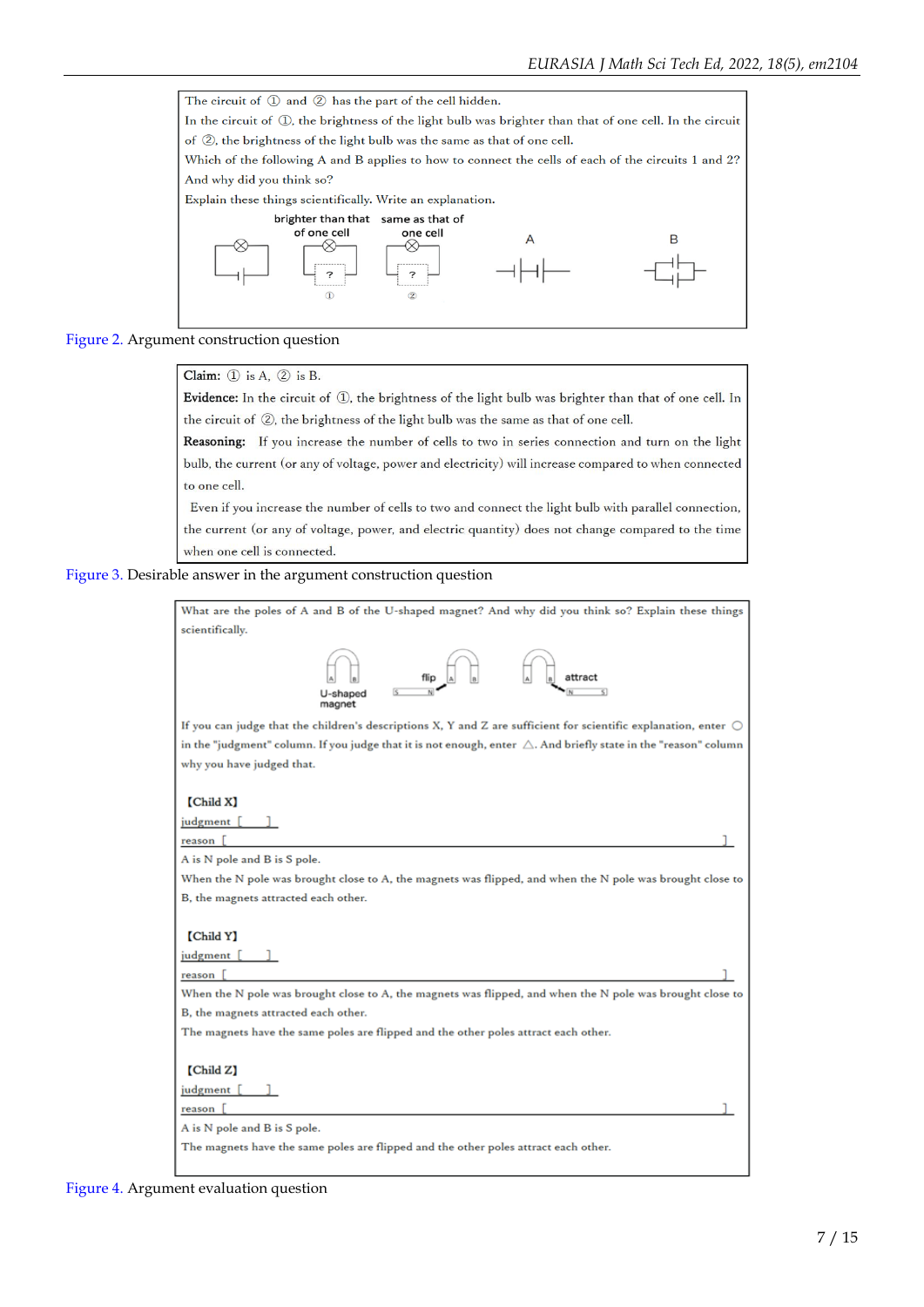The circuit of ① and ② has the part of the cell hidden.

In the circuit of ①, the brightness of the light bulb was brighter than that of one cell. In the circuit of ②, the brightness of the light bulb was the same as that of one cell.

Which of the following A and B applies to how to connect the cells of each of the circuits 1 and 2? And why did you think so?

Explain these things scientifically. Write an explanation.

brighter than that of one cell　　same as that of one cell

A　　B

Figure 2. Argument construction question

**Claim:** ① is A, ② is B.

**Evidence:** In the circuit of ①, the brightness of the light bulb was brighter than that of one cell. In the circuit of ②, the brightness of the light bulb was the same as that of one cell.

**Reasoning:** If you increase the number of cells to two in series connection and turn on the light bulb, the current (or any of voltage, power and electricity) will increase compared to when connected to one cell.

Even if you increase the number of cells to two and connect the light bulb with parallel connection, the current (or any of voltage, power, and electric quantity) does not change compared to the time when one cell is connected.

Figure 3. Desirable answer in the argument construction question

What are the poles of A and B of the U-shaped magnet? And why did you think so? Explain these things scientifically.

U-shaped magnet　　flip　　attract

If you can judge that the children's descriptions X, Y and Z are sufficient for scientific explanation, enter ○ in the "judgment" column. If you judge that it is not enough, enter △. And briefly state in the "reason" column why you have judged that.

【Child X】

judgment [　　]

reason [　　]

A is N pole and B is S pole.

When the N pole was brought close to A, the magnets was flipped, and when the N pole was brought close to B, the magnets attracted each other.

【Child Y】

judgment [　　]

reason [　　]

When the N pole was brought close to A, the magnets was flipped, and when the N pole was brought close to B, the magnets attracted each other.

The magnets have the same poles are flipped and the other poles attract each other.

【Child Z】

judgment [　　]

reason [　　]

A is N pole and B is S pole.

The magnets have the same poles are flipped and the other poles attract each other.

Figure 4. Argument evaluation question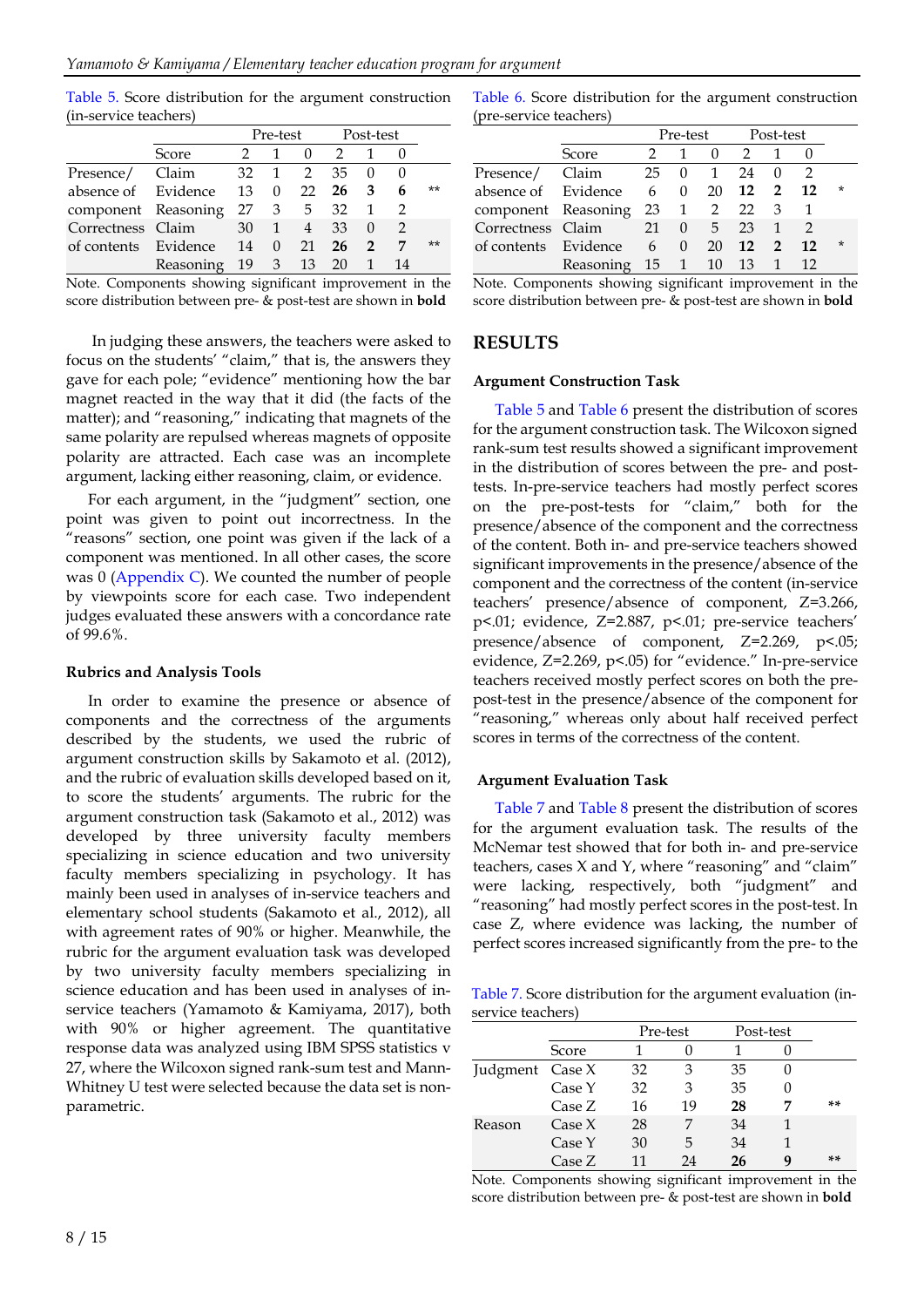Table 5. Score distribution for the argument construction (in-service teachers)

| | | Pre-test | | | Post-test | | | |
|---|---|---|---|---|---|---|---|---|
| | Score | 2 | 1 | 0 | 2 | 1 | 0 | |
| Presence/ absence of component | Claim | 32 | 1 | 2 | 35 | 0 | 0 | |
| | Evidence | 13 | 0 | 22 | **26** | **3** | **6** | ** |
| | Reasoning | 27 | 3 | 5 | 32 | 1 | 2 | |
| Correctness of contents | Claim | 30 | 1 | 4 | 33 | 0 | 2 | |
| | Evidence | 14 | 0 | 21 | **26** | **2** | **7** | ** |
| | Reasoning | 19 | 3 | 13 | 20 | 1 | 14 | |

Note. Components showing significant improvement in the score distribution between pre- & post-test are shown in **bold**

In judging these answers, the teachers were asked to focus on the students' "claim," that is, the answers they gave for each pole; "evidence" mentioning how the bar magnet reacted in the way that it did (the facts of the matter); and "reasoning," indicating that magnets of the same polarity are repulsed whereas magnets of opposite polarity are attracted. Each case was an incomplete argument, lacking either reasoning, claim, or evidence.

For each argument, in the "judgment" section, one point was given to point out incorrectness. In the "reasons" section, one point was given if the lack of a component was mentioned. In all other cases, the score was 0 (Appendix C). We counted the number of people by viewpoints score for each case. Two independent judges evaluated these answers with a concordance rate of 99.6%.

### Rubrics and Analysis Tools

In order to examine the presence or absence of components and the correctness of the arguments described by the students, we used the rubric of argument construction skills by Sakamoto et al. (2012), and the rubric of evaluation skills developed based on it, to score the students' arguments. The rubric for the argument construction task (Sakamoto et al., 2012) was developed by three university faculty members specializing in science education and two university faculty members specializing in psychology. It has mainly been used in analyses of in-service teachers and elementary school students (Sakamoto et al., 2012), all with agreement rates of 90% or higher. Meanwhile, the rubric for the argument evaluation task was developed by two university faculty members specializing in science education and has been used in analyses of in-service teachers (Yamamoto & Kamiyama, 2017), both with 90% or higher agreement. The quantitative response data was analyzed using IBM SPSS statistics v 27, where the Wilcoxon signed rank-sum test and Mann-Whitney U test were selected because the data set is non-parametric.

Table 6. Score distribution for the argument construction (pre-service teachers)

| | | Pre-test | | | Post-test | | | |
|---|---|---|---|---|---|---|---|---|
| | Score | 2 | 1 | 0 | 2 | 1 | 0 | |
| Presence/ absence of component | Claim | 25 | 0 | 1 | 24 | 0 | 2 | |
| | Evidence | 6 | 0 | 20 | **12** | **2** | **12** | * |
| | Reasoning | 23 | 1 | 2 | 22 | 3 | 1 | |
| Correctness of contents | Claim | 21 | 0 | 5 | 23 | 1 | 2 | |
| | Evidence | 6 | 0 | 20 | **12** | **2** | **12** | * |
| | Reasoning | 15 | 1 | 10 | 13 | 1 | 12 | |

Note. Components showing significant improvement in the score distribution between pre- & post-test are shown in **bold**

## RESULTS

### Argument Construction Task

Table 5 and Table 6 present the distribution of scores for the argument construction task. The Wilcoxon signed rank-sum test results showed a significant improvement in the distribution of scores between the pre- and post-tests. In-pre-service teachers had mostly perfect scores on the pre-post-tests for "claim," both for the presence/absence of the component and the correctness of the content. Both in- and pre-service teachers showed significant improvements in the presence/absence of the component and the correctness of the content (in-service teachers' presence/absence of component, $Z=3.266$, $p<.01$; evidence, $Z=2.887$, $p<.01$; pre-service teachers' presence/absence of component, $Z=2.269$, $p<.05$; evidence, $Z=2.269$, $p<.05$) for "evidence." In-pre-service teachers received mostly perfect scores on both the pre-post-test in the presence/absence of the component for "reasoning," whereas only about half received perfect scores in terms of the correctness of the content.

### Argument Evaluation Task

Table 7 and Table 8 present the distribution of scores for the argument evaluation task. The results of the McNemar test showed that for both in- and pre-service teachers, cases X and Y, where "reasoning" and "claim" were lacking, respectively, both "judgment" and "reasoning" had mostly perfect scores in the post-test. In case Z, where evidence was lacking, the number of perfect scores increased significantly from the pre- to the

Table 7. Score distribution for the argument evaluation (in-service teachers)

| | | Pre-test | | Post-test | | |
|---|---|---|---|---|---|---|
| | Score | 1 | 0 | 1 | 0 | |
| Judgment | Case X | 32 | 3 | 35 | 0 | |
| | Case Y | 32 | 3 | 35 | 0 | |
| | Case Z | 16 | 19 | **28** | **7** | ** |
| Reason | Case X | 28 | 7 | 34 | 1 | |
| | Case Y | 30 | 5 | 34 | 1 | |
| | Case Z | 11 | 24 | **26** | **9** | ** |

Note. Components showing significant improvement in the score distribution between pre- & post-test are shown in **bold**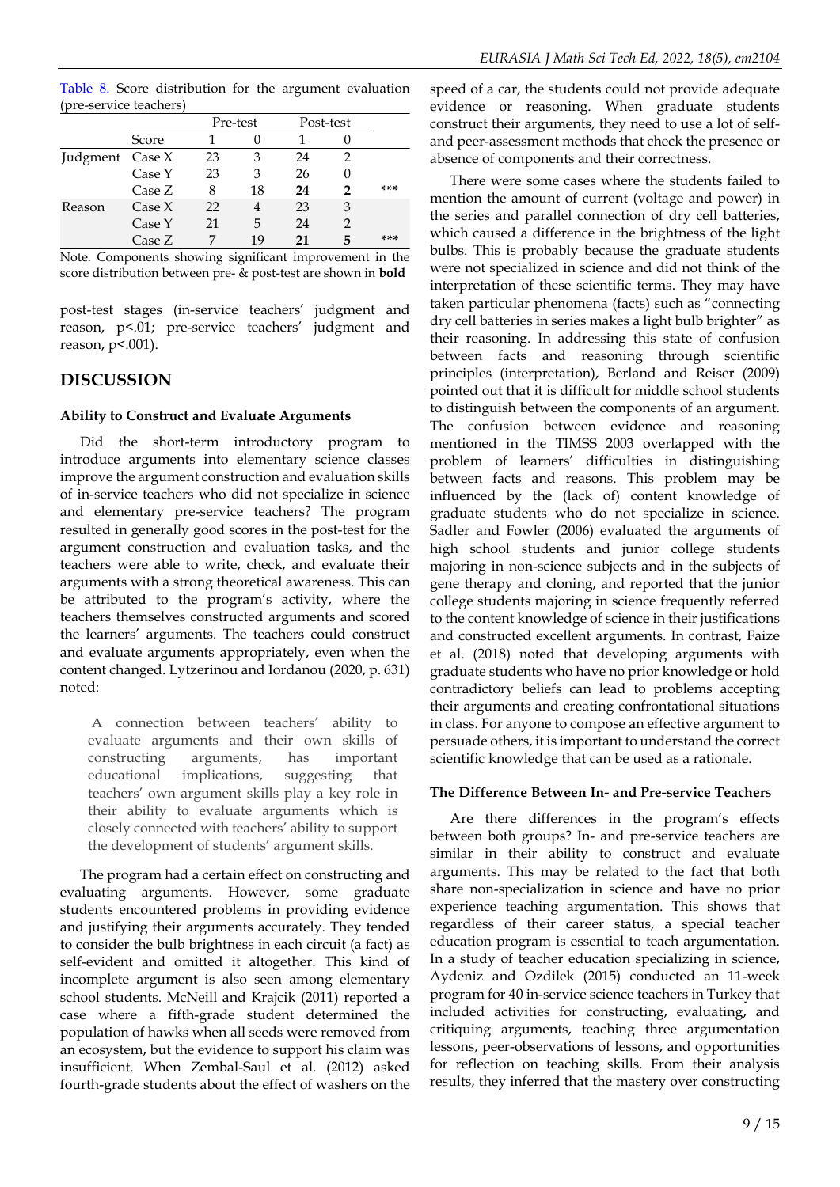Table 8. Score distribution for the argument evaluation (pre-service teachers)

| | | Pre-test | | Post-test | | |
|---|---|---|---|---|---|---|
| | Score | 1 | 0 | 1 | 0 | |
| Judgment | Case X | 23 | 3 | 24 | 2 | |
| | Case Y | 23 | 3 | 26 | 0 | |
| | Case Z | 8 | 18 | **24** | **2** | *** |
| Reason | Case X | 22 | 4 | 23 | 3 | |
| | Case Y | 21 | 5 | 24 | 2 | |
| | Case Z | 7 | 19 | **21** | **5** | *** |

Note. Components showing significant improvement in the score distribution between pre- & post-test are shown in **bold**

post-test stages (in-service teachers' judgment and reason, $p<.01$; pre-service teachers' judgment and reason, $p<.001$).

## DISCUSSION

### Ability to Construct and Evaluate Arguments

Did the short-term introductory program to introduce arguments into elementary science classes improve the argument construction and evaluation skills of in-service teachers who did not specialize in science and elementary pre-service teachers? The program resulted in generally good scores in the post-test for the argument construction and evaluation tasks, and the teachers were able to write, check, and evaluate their arguments with a strong theoretical awareness. This can be attributed to the program's activity, where the teachers themselves constructed arguments and scored the learners' arguments. The teachers could construct and evaluate arguments appropriately, even when the content changed. Lytzerinou and Iordanou (2020, p. 631) noted:

> A connection between teachers' ability to evaluate arguments and their own skills of constructing arguments, has important educational implications, suggesting that teachers' own argument skills play a key role in their ability to evaluate arguments which is closely connected with teachers' ability to support the development of students' argument skills.

The program had a certain effect on constructing and evaluating arguments. However, some graduate students encountered problems in providing evidence and justifying their arguments accurately. They tended to consider the bulb brightness in each circuit (a fact) as self-evident and omitted it altogether. This kind of incomplete argument is also seen among elementary school students. McNeill and Krajcik (2011) reported a case where a fifth-grade student determined the population of hawks when all seeds were removed from an ecosystem, but the evidence to support his claim was insufficient. When Zembal-Saul et al. (2012) asked fourth-grade students about the effect of washers on the speed of a car, the students could not provide adequate evidence or reasoning. When graduate students construct their arguments, they need to use a lot of self- and peer-assessment methods that check the presence or absence of components and their correctness.

There were some cases where the students failed to mention the amount of current (voltage and power) in the series and parallel connection of dry cell batteries, which caused a difference in the brightness of the light bulbs. This is probably because the graduate students were not specialized in science and did not think of the interpretation of these scientific terms. They may have taken particular phenomena (facts) such as "connecting dry cell batteries in series makes a light bulb brighter" as their reasoning. In addressing this state of confusion between facts and reasoning through scientific principles (interpretation), Berland and Reiser (2009) pointed out that it is difficult for middle school students to distinguish between the components of an argument. The confusion between evidence and reasoning mentioned in the TIMSS 2003 overlapped with the problem of learners' difficulties in distinguishing between facts and reasons. This problem may be influenced by the (lack of) content knowledge of graduate students who do not specialize in science. Sadler and Fowler (2006) evaluated the arguments of high school students and junior college students majoring in non-science subjects and in the subjects of gene therapy and cloning, and reported that the junior college students majoring in science frequently referred to the content knowledge of science in their justifications and constructed excellent arguments. In contrast, Faize et al. (2018) noted that developing arguments with graduate students who have no prior knowledge or hold contradictory beliefs can lead to problems accepting their arguments and creating confrontational situations in class. For anyone to compose an effective argument to persuade others, it is important to understand the correct scientific knowledge that can be used as a rationale.

### The Difference Between In- and Pre-service Teachers

Are there differences in the program's effects between both groups? In- and pre-service teachers are similar in their ability to construct and evaluate arguments. This may be related to the fact that both share non-specialization in science and have no prior experience teaching argumentation. This shows that regardless of their career status, a special teacher education program is essential to teach argumentation. In a study of teacher education specializing in science, Aydeniz and Ozdilek (2015) conducted an 11-week program for 40 in-service science teachers in Turkey that included activities for constructing, evaluating, and critiquing arguments, teaching three argumentation lessons, peer-observations of lessons, and opportunities for reflection on teaching skills. From their analysis results, they inferred that the mastery over constructing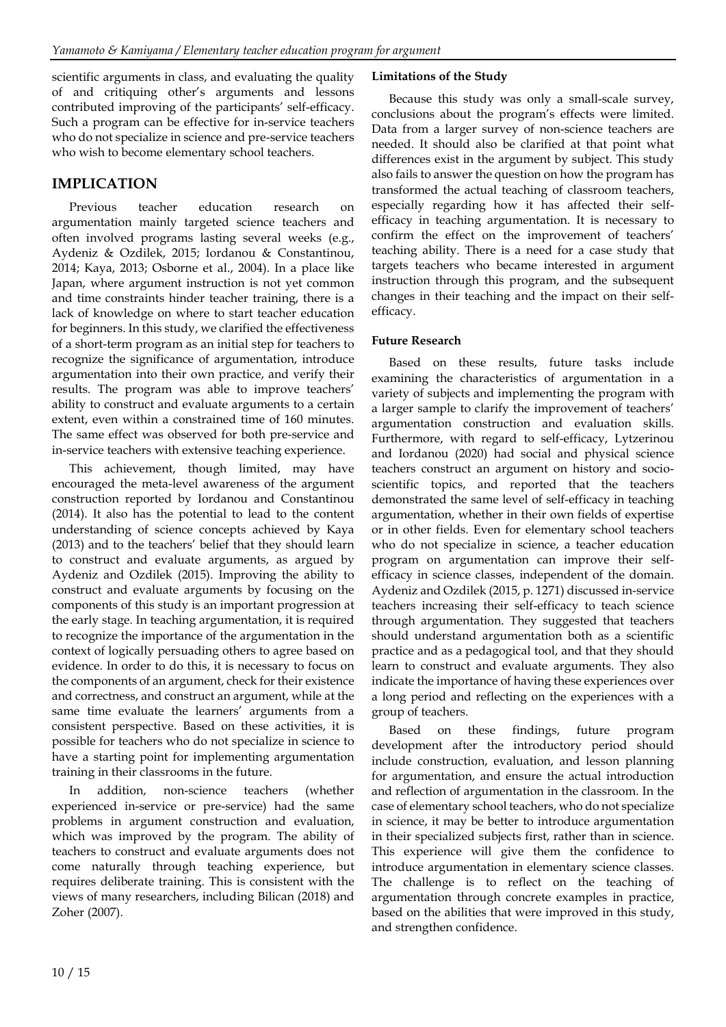scientific arguments in class, and evaluating the quality of and critiquing other's arguments and lessons contributed improving of the participants' self-efficacy. Such a program can be effective for in-service teachers who do not specialize in science and pre-service teachers who wish to become elementary school teachers.

## IMPLICATION

Previous teacher education research on argumentation mainly targeted science teachers and often involved programs lasting several weeks (e.g., Aydeniz & Ozdilek, 2015; Iordanou & Constantinou, 2014; Kaya, 2013; Osborne et al., 2004). In a place like Japan, where argument instruction is not yet common and time constraints hinder teacher training, there is a lack of knowledge on where to start teacher education for beginners. In this study, we clarified the effectiveness of a short-term program as an initial step for teachers to recognize the significance of argumentation, introduce argumentation into their own practice, and verify their results. The program was able to improve teachers' ability to construct and evaluate arguments to a certain extent, even within a constrained time of 160 minutes. The same effect was observed for both pre-service and in-service teachers with extensive teaching experience.

This achievement, though limited, may have encouraged the meta-level awareness of the argument construction reported by Iordanou and Constantinou (2014). It also has the potential to lead to the content understanding of science concepts achieved by Kaya (2013) and to the teachers' belief that they should learn to construct and evaluate arguments, as argued by Aydeniz and Ozdilek (2015). Improving the ability to construct and evaluate arguments by focusing on the components of this study is an important progression at the early stage. In teaching argumentation, it is required to recognize the importance of the argumentation in the context of logically persuading others to agree based on evidence. In order to do this, it is necessary to focus on the components of an argument, check for their existence and correctness, and construct an argument, while at the same time evaluate the learners' arguments from a consistent perspective. Based on these activities, it is possible for teachers who do not specialize in science to have a starting point for implementing argumentation training in their classrooms in the future.

In addition, non-science teachers (whether experienced in-service or pre-service) had the same problems in argument construction and evaluation, which was improved by the program. The ability of teachers to construct and evaluate arguments does not come naturally through teaching experience, but requires deliberate training. This is consistent with the views of many researchers, including Bilican (2018) and Zoher (2007).

### Limitations of the Study

Because this study was only a small-scale survey, conclusions about the program's effects were limited. Data from a larger survey of non-science teachers are needed. It should also be clarified at that point what differences exist in the argument by subject. This study also fails to answer the question on how the program has transformed the actual teaching of classroom teachers, especially regarding how it has affected their self-efficacy in teaching argumentation. It is necessary to confirm the effect on the improvement of teachers' teaching ability. There is a need for a case study that targets teachers who became interested in argument instruction through this program, and the subsequent changes in their teaching and the impact on their self-efficacy.

### Future Research

Based on these results, future tasks include examining the characteristics of argumentation in a variety of subjects and implementing the program with a larger sample to clarify the improvement of teachers' argumentation construction and evaluation skills. Furthermore, with regard to self-efficacy, Lytzerinou and Iordanou (2020) had social and physical science teachers construct an argument on history and socio-scientific topics, and reported that the teachers demonstrated the same level of self-efficacy in teaching argumentation, whether in their own fields of expertise or in other fields. Even for elementary school teachers who do not specialize in science, a teacher education program on argumentation can improve their self-efficacy in science classes, independent of the domain. Aydeniz and Ozdilek (2015, p. 1271) discussed in-service teachers increasing their self-efficacy to teach science through argumentation. They suggested that teachers should understand argumentation both as a scientific practice and as a pedagogical tool, and that they should learn to construct and evaluate arguments. They also indicate the importance of having these experiences over a long period and reflecting on the experiences with a group of teachers.

Based on these findings, future program development after the introductory period should include construction, evaluation, and lesson planning for argumentation, and ensure the actual introduction and reflection of argumentation in the classroom. In the case of elementary school teachers, who do not specialize in science, it may be better to introduce argumentation in their specialized subjects first, rather than in science. This experience will give them the confidence to introduce argumentation in elementary science classes. The challenge is to reflect on the teaching of argumentation through concrete examples in practice, based on the abilities that were improved in this study, and strengthen confidence.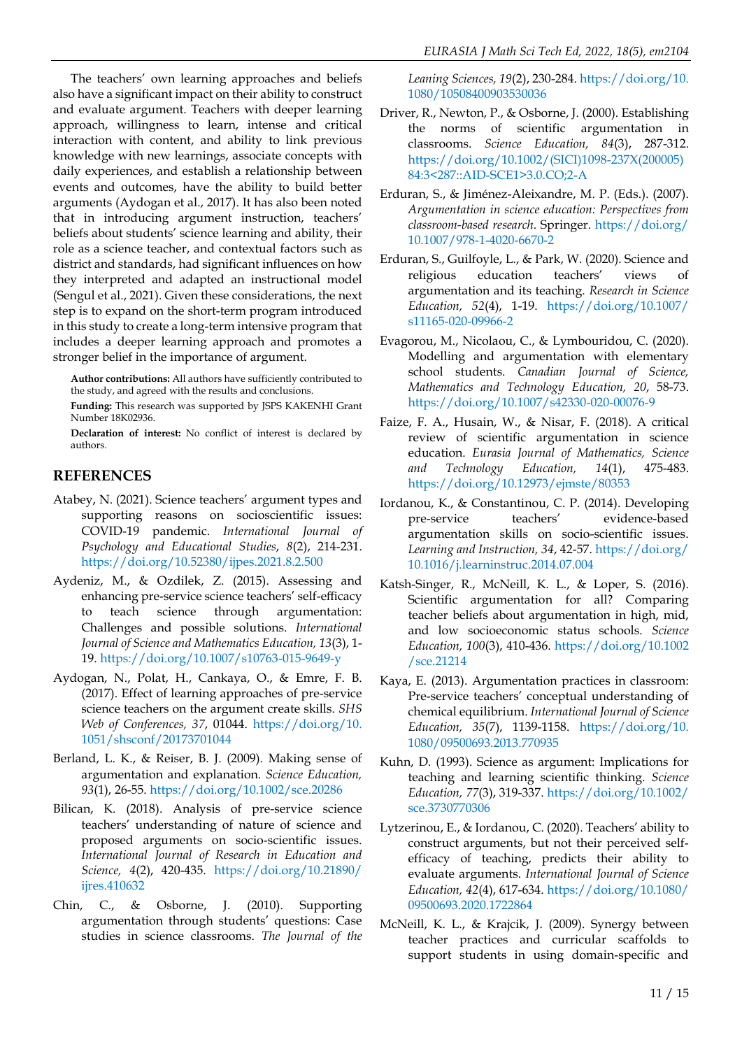The teachers' own learning approaches and beliefs also have a significant impact on their ability to construct and evaluate argument. Teachers with deeper learning approach, willingness to learn, intense and critical interaction with content, and ability to link previous knowledge with new learnings, associate concepts with daily experiences, and establish a relationship between events and outcomes, have the ability to build better arguments (Aydogan et al., 2017). It has also been noted that in introducing argument instruction, teachers' beliefs about students' science learning and ability, their role as a science teacher, and contextual factors such as district and standards, had significant influences on how they interpreted and adapted an instructional model (Sengul et al., 2021). Given these considerations, the next step is to expand on the short-term program introduced in this study to create a long-term intensive program that includes a deeper learning approach and promotes a stronger belief in the importance of argument.

**Author contributions:** All authors have sufficiently contributed to the study, and agreed with the results and conclusions.

**Funding:** This research was supported by JSPS KAKENHI Grant Number 18K02936.

**Declaration of interest:** No conflict of interest is declared by authors.

## REFERENCES

Atabey, N. (2021). Science teachers' argument types and supporting reasons on socioscientific issues: COVID-19 pandemic. *International Journal of Psychology and Educational Studies*, *8*(2), 214-231. https://doi.org/10.52380/ijpes.2021.8.2.500

Aydeniz, M., & Ozdilek, Z. (2015). Assessing and enhancing pre-service science teachers' self-efficacy to teach science through argumentation: Challenges and possible solutions. *International Journal of Science and Mathematics Education, 13*(3), 1-19. https://doi.org/10.1007/s10763-015-9649-y

Aydogan, N., Polat, H., Cankaya, O., & Emre, F. B. (2017). Effect of learning approaches of pre-service science teachers on the argument create skills. *SHS Web of Conferences, 37*, 01044. https://doi.org/10.1051/shsconf/20173701044

Berland, L. K., & Reiser, B. J. (2009). Making sense of argumentation and explanation. *Science Education, 93*(1), 26-55. https://doi.org/10.1002/sce.20286

Bilican, K. (2018). Analysis of pre-service science teachers' understanding of nature of science and proposed arguments on socio-scientific issues. *International Journal of Research in Education and Science, 4*(2), 420-435. https://doi.org/10.21890/ijres.410632

Chin, C., & Osborne, J. (2010). Supporting argumentation through students' questions: Case studies in science classrooms. *The Journal of the Leaning Sciences, 19*(2), 230-284. https://doi.org/10.1080/10508400903530036

Driver, R., Newton, P., & Osborne, J. (2000). Establishing the norms of scientific argumentation in classrooms. *Science Education, 84*(3), 287-312. https://doi.org/10.1002/(SICI)1098-237X(200005)84:3<287::AID-SCE1>3.0.CO;2-A

Erduran, S., & Jiménez-Aleixandre, M. P. (Eds.). (2007). *Argumentation in science education: Perspectives from classroom-based research*. Springer. https://doi.org/10.1007/978-1-4020-6670-2

Erduran, S., Guilfoyle, L., & Park, W. (2020). Science and religious education teachers' views of argumentation and its teaching. *Research in Science Education, 52*(4), 1-19. https://doi.org/10.1007/s11165-020-09966-2

Evagorou, M., Nicolaou, C., & Lymbouridou, C. (2020). Modelling and argumentation with elementary school students. *Canadian Journal of Science, Mathematics and Technology Education, 20*, 58-73. https://doi.org/10.1007/s42330-020-00076-9

Faize, F. A., Husain, W., & Nisar, F. (2018). A critical review of scientific argumentation in science education. *Eurasia Journal of Mathematics, Science and Technology Education, 14*(1), 475-483. https://doi.org/10.12973/ejmste/80353

Iordanou, K., & Constantinou, C. P. (2014). Developing pre-service teachers' evidence-based argumentation skills on socio-scientific issues. *Learning and Instruction, 34*, 42-57. https://doi.org/10.1016/j.learninstruc.2014.07.004

Katsh-Singer, R., McNeill, K. L., & Loper, S. (2016). Scientific argumentation for all? Comparing teacher beliefs about argumentation in high, mid, and low socioeconomic status schools. *Science Education, 100*(3), 410-436. https://doi.org/10.1002/sce.21214

Kaya, E. (2013). Argumentation practices in classroom: Pre-service teachers' conceptual understanding of chemical equilibrium. *International Journal of Science Education, 35*(7), 1139-1158. https://doi.org/10.1080/09500693.2013.770935

Kuhn, D. (1993). Science as argument: Implications for teaching and learning scientific thinking. *Science Education, 77*(3), 319-337. https://doi.org/10.1002/sce.3730770306

Lytzerinou, E., & Iordanou, C. (2020). Teachers' ability to construct arguments, but not their perceived self-efficacy of teaching, predicts their ability to evaluate arguments. *International Journal of Science Education, 42*(4), 617-634. https://doi.org/10.1080/09500693.2020.1722864

McNeill, K. L., & Krajcik, J. (2009). Synergy between teacher practices and curricular scaffolds to support students in using domain-specific and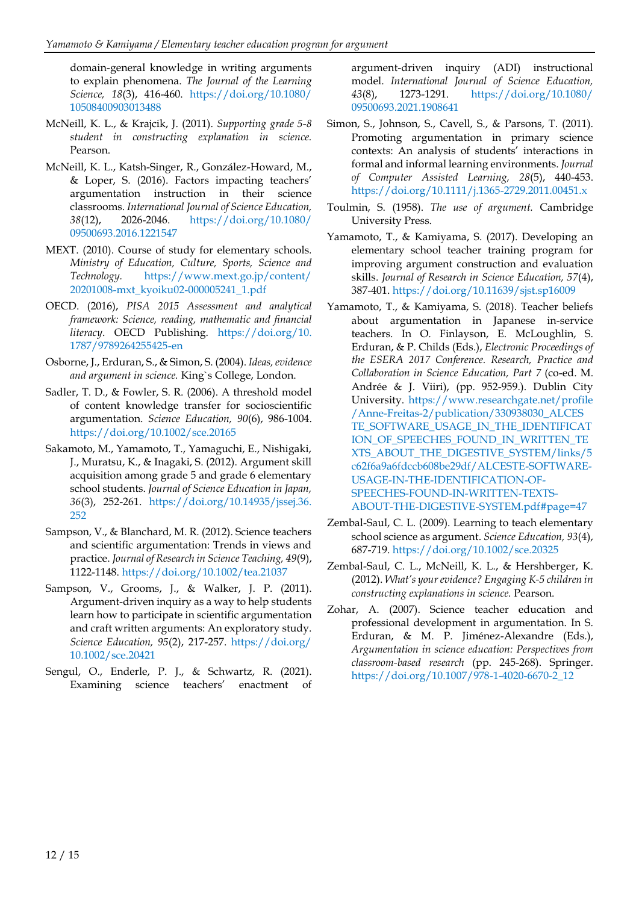domain-general knowledge in writing arguments to explain phenomena. *The Journal of the Learning Science, 18*(3), 416-460. https://doi.org/10.1080/10508400903013488

McNeill, K. L., & Krajcik, J. (2011). *Supporting grade 5-8 student in constructing explanation in science.* Pearson.

McNeill, K. L., Katsh-Singer, R., González-Howard, M., & Loper, S. (2016). Factors impacting teachers' argumentation instruction in their science classrooms. *International Journal of Science Education, 38*(12), 2026-2046. https://doi.org/10.1080/09500693.2016.1221547

MEXT. (2010). Course of study for elementary schools. *Ministry of Education, Culture, Sports, Science and Technology.* https://www.mext.go.jp/content/20201008-mxt_kyoiku02-000005241_1.pdf

OECD. (2016), *PISA 2015 Assessment and analytical framework: Science, reading, mathematic and financial literacy*. OECD Publishing. https://doi.org/10.1787/9789264255425-en

Osborne, J., Erduran, S., & Simon, S. (2004). *Ideas, evidence and argument in science.* King`s College, London.

Sadler, T. D., & Fowler, S. R. (2006). A threshold model of content knowledge transfer for socioscientific argumentation. *Science Education, 90*(6), 986-1004. https://doi.org/10.1002/sce.20165

Sakamoto, M., Yamamoto, T., Yamaguchi, E., Nishigaki, J., Muratsu, K., & Inagaki, S. (2012). Argument skill acquisition among grade 5 and grade 6 elementary school students. *Journal of Science Education in Japan, 36*(3), 252-261. https://doi.org/10.14935/jssej.36.252

Sampson, V., & Blanchard, M. R. (2012). Science teachers and scientific argumentation: Trends in views and practice. *Journal of Research in Science Teaching, 49*(9), 1122-1148. https://doi.org/10.1002/tea.21037

Sampson, V., Grooms, J., & Walker, J. P. (2011). Argument-driven inquiry as a way to help students learn how to participate in scientific argumentation and craft written arguments: An exploratory study. *Science Education, 95*(2), 217-257. https://doi.org/10.1002/sce.20421

Sengul, O., Enderle, P. J., & Schwartz, R. (2021). Examining science teachers' enactment of argument-driven inquiry (ADI) instructional model. *International Journal of Science Education, 43*(8), 1273-1291. https://doi.org/10.1080/09500693.2021.1908641

Simon, S., Johnson, S., Cavell, S., & Parsons, T. (2011). Promoting argumentation in primary science contexts: An analysis of students' interactions in formal and informal learning environments. *Journal of Computer Assisted Learning, 28*(5), 440-453. https://doi.org/10.1111/j.1365-2729.2011.00451.x

Toulmin, S. (1958). *The use of argument.* Cambridge University Press.

Yamamoto, T., & Kamiyama, S. (2017). Developing an elementary school teacher training program for improving argument construction and evaluation skills. *Journal of Research in Science Education, 57*(4), 387-401. https://doi.org/10.11639/sjst.sp16009

Yamamoto, T., & Kamiyama, S. (2018). Teacher beliefs about argumentation in Japanese in-service teachers. In O. Finlayson, E. McLoughlin, S. Erduran, & P. Childs (Eds.), *Electronic Proceedings of the ESERA 2017 Conference. Research, Practice and Collaboration in Science Education, Part 7* (co-ed. M. Andrée & J. Viiri), (pp. 952-959.). Dublin City University. https://www.researchgate.net/profile/Anne-Freitas-2/publication/330938030_ALCESTE_SOFTWARE_USAGE_IN_THE_IDENTIFICATION_OF_SPEECHES_FOUND_IN_WRITTEN_TEXTS_ABOUT_THE_DIGESTIVE_SYSTEM/links/5c62f6a9a6fdccb608be29df/ALCESTE-SOFTWARE-USAGE-IN-THE-IDENTIFICATION-OF-SPEECHES-FOUND-IN-WRITTEN-TEXTS-ABOUT-THE-DIGESTIVE-SYSTEM.pdf#page=47

Zembal-Saul, C. L. (2009). Learning to teach elementary school science as argument. *Science Education, 93*(4), 687-719. https://doi.org/10.1002/sce.20325

Zembal-Saul, C. L., McNeill, K. L., & Hershberger, K. (2012). *What's your evidence? Engaging K-5 children in constructing explanations in science.* Pearson.

Zohar, A. (2007). Science teacher education and professional development in argumentation. In S. Erduran, & M. P. Jiménez-Alexandre (Eds.), *Argumentation in science education: Perspectives from classroom-based research* (pp. 245-268). Springer. https://doi.org/10.1007/978-1-4020-6670-2_12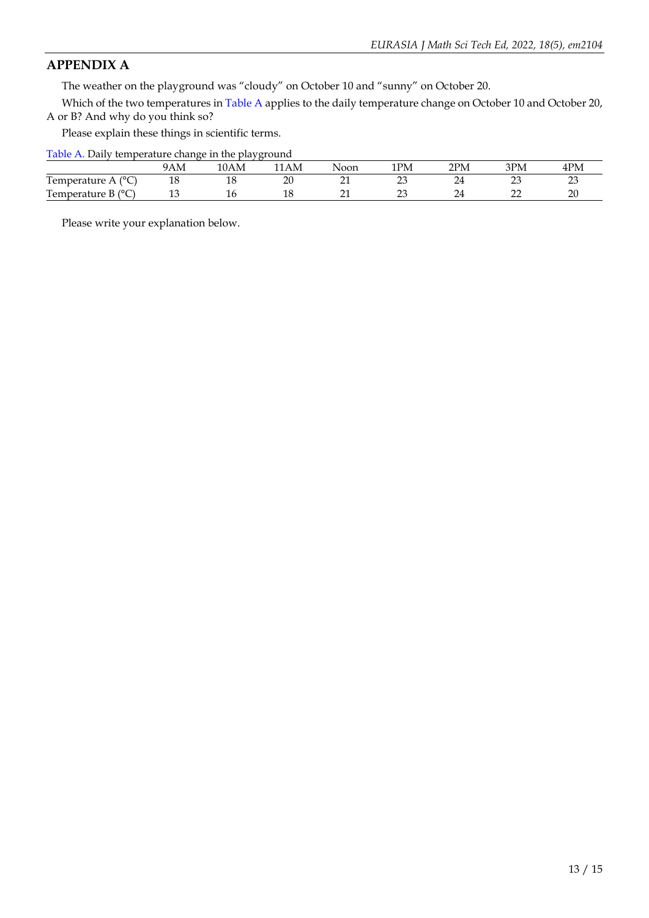## APPENDIX A

The weather on the playground was "cloudy" on October 10 and "sunny" on October 20.

Which of the two temperatures in Table A applies to the daily temperature change on October 10 and October 20, A or B? And why do you think so?

Please explain these things in scientific terms.

Table A. Daily temperature change in the playground

| | 9AM | 10AM | 11AM | Noon | 1PM | 2PM | 3PM | 4PM |
|---|---|---|---|---|---|---|---|---|
| Temperature A (°C) | 18 | 18 | 20 | 21 | 23 | 24 | 23 | 23 |
| Temperature B (°C) | 13 | 16 | 18 | 21 | 23 | 24 | 22 | 20 |

Please write your explanation below.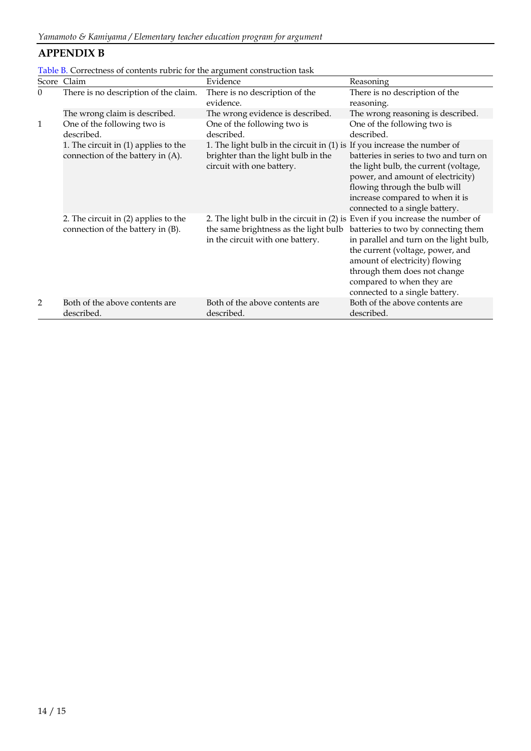## APPENDIX B

Table B. Correctness of contents rubric for the argument construction task

| Score | Claim | Evidence | Reasoning |
|---|---|---|---|
| 0 | There is no description of the claim. | There is no description of the evidence. | There is no description of the reasoning. |
| | The wrong claim is described. | The wrong evidence is described. | The wrong reasoning is described. |
| 1 | One of the following two is described. | One of the following two is described. | One of the following two is described. |
| | 1. The circuit in (1) applies to the connection of the battery in (A). | 1. The light bulb in the circuit in (1) is brighter than the light bulb in the circuit with one battery. | If you increase the number of batteries in series to two and turn on the light bulb, the current (voltage, power, and amount of electricity) flowing through the bulb will increase compared to when it is connected to a single battery. |
| | 2. The circuit in (2) applies to the connection of the battery in (B). | 2. The light bulb in the circuit in (2) is the same brightness as the light bulb in the circuit with one battery. | Even if you increase the number of batteries to two by connecting them in parallel and turn on the light bulb, the current (voltage, power, and amount of electricity) flowing through them does not change compared to when they are connected to a single battery. |
| 2 | Both of the above contents are described. | Both of the above contents are described. | Both of the above contents are described. |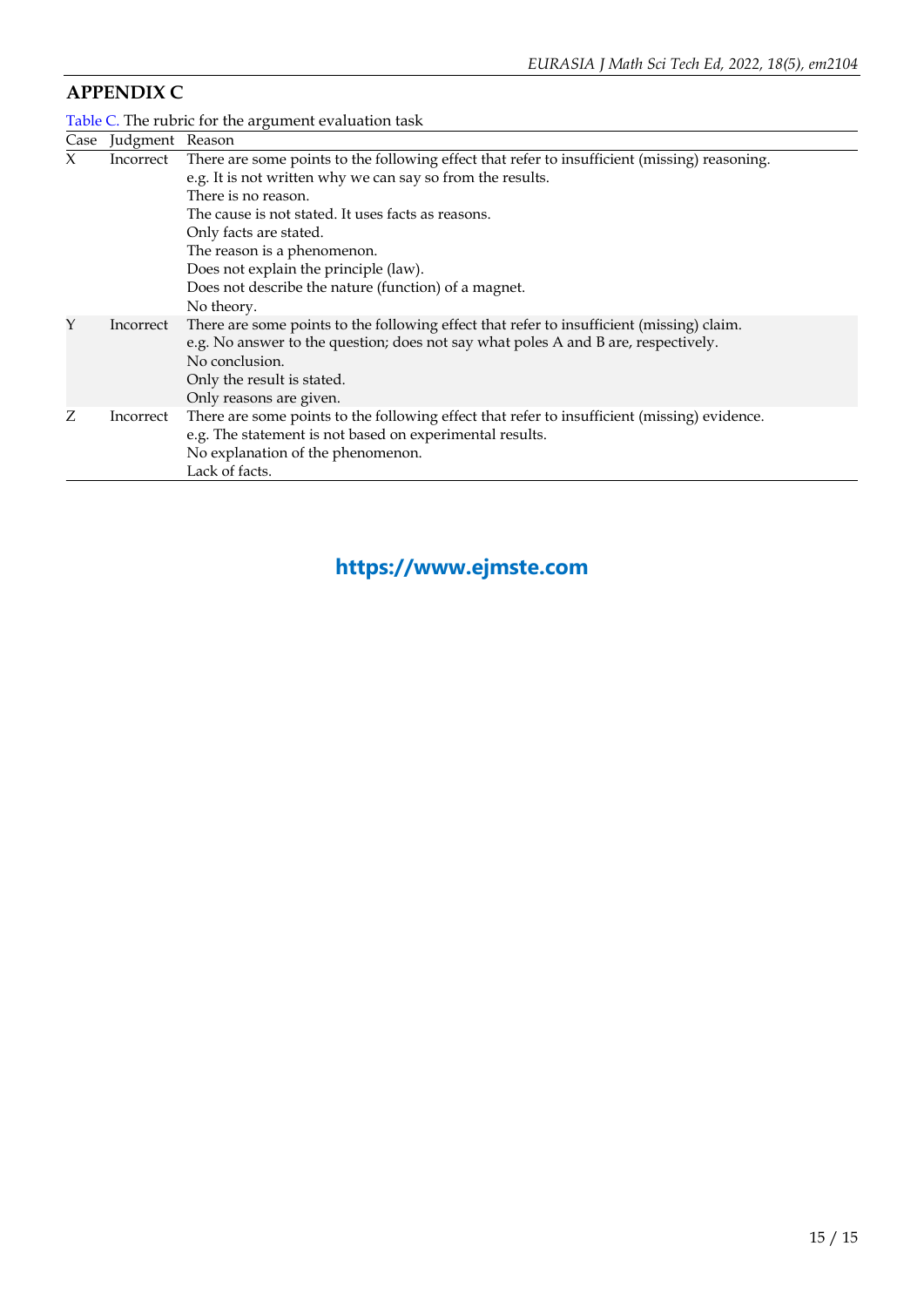## APPENDIX C

Table C. The rubric for the argument evaluation task

| Case | Judgment | Reason |
|---|---|---|
| X | Incorrect | There are some points to the following effect that refer to insufficient (missing) reasoning.<br>e.g. It is not written why we can say so from the results.<br>There is no reason.<br>The cause is not stated. It uses facts as reasons.<br>Only facts are stated.<br>The reason is a phenomenon.<br>Does not explain the principle (law).<br>Does not describe the nature (function) of a magnet.<br>No theory. |
| Y | Incorrect | There are some points to the following effect that refer to insufficient (missing) claim.<br>e.g. No answer to the question; does not say what poles A and B are, respectively.<br>No conclusion.<br>Only the result is stated.<br>Only reasons are given. |
| Z | Incorrect | There are some points to the following effect that refer to insufficient (missing) evidence.<br>e.g. The statement is not based on experimental results.<br>No explanation of the phenomenon.<br>Lack of facts. |

https://www.ejmste.com